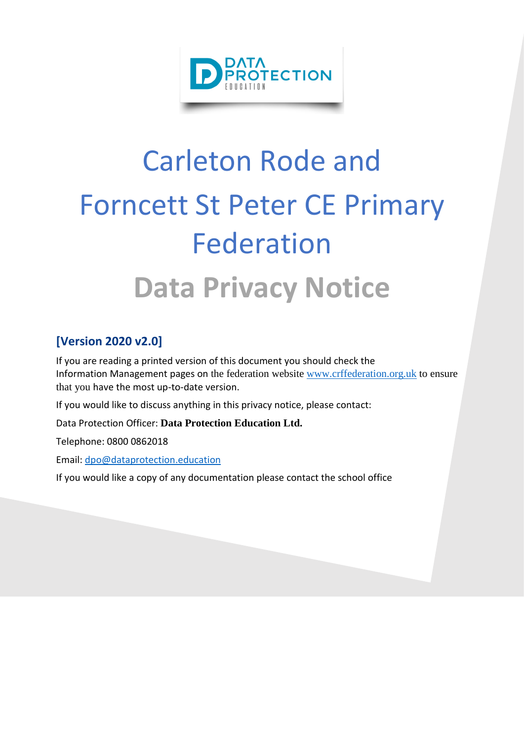DATA PROTECTION EDUCATION

# Carleton Rode and Forncett St Peter CE Primary Federation

# Data Privacy Notice

## [Version 2020 v2.0]

If you are reading a printed version of this document you should check the Information Management pages on the federation website [www.crffederation.org.uk](http://www.crffederation.org.uk) to ensure that you have the most up-to-date version.

If you would like to discuss anything in this privacy notice, please contact:

Data Protection Officer: **Data Protection Education Ltd.**

Telephone: 0800 0862018

Email: [dpo@dataprotection.education](mailto:dpo@dataprotection.education)

If you would like a copy of any documentation please contact the school office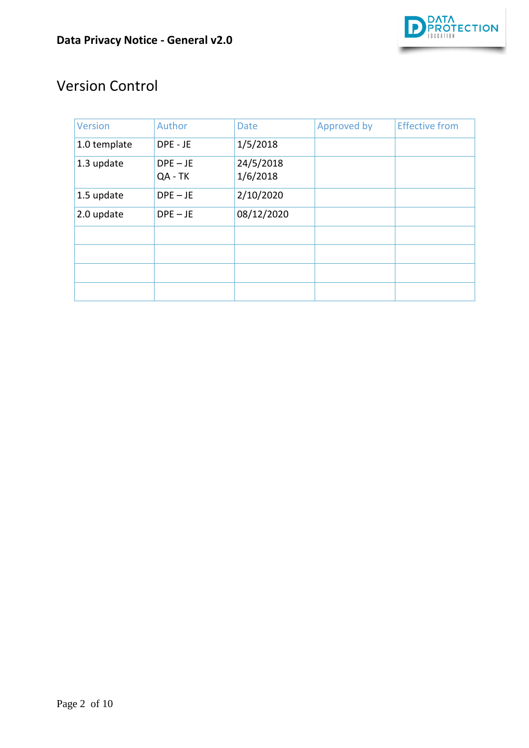# Version Control

| Version | Author | Date | Approved by | Effective from |
|---|---|---|---|---|
| 1.0 template | DPE - JE | 1/5/2018 | | |
| 1.3 update | DPE – JE<br>QA - TK | 24/5/2018<br>1/6/2018 | | |
| 1.5 update | DPE – JE | 2/10/2020 | | |
| 2.0 update | DPE – JE | 08/12/2020 | | |
| | | | | |
| | | | | |
| | | | | |
| | | | | |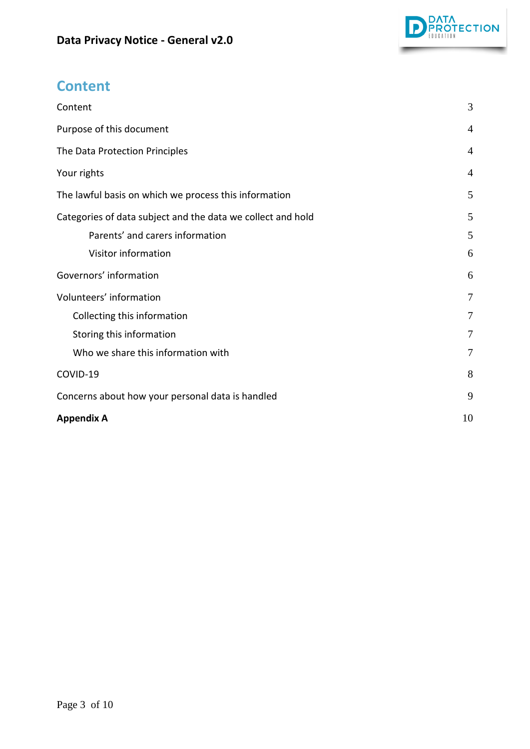# Content

| | |
|---|---|
| Content | 3 |
| Purpose of this document | 4 |
| The Data Protection Principles | 4 |
| Your rights | 4 |
| The lawful basis on which we process this information | 5 |
| Categories of data subject and the data we collect and hold | 5 |
| Parents' and carers information | 5 |
| Visitor information | 6 |
| Governors' information | 6 |
| Volunteers' information | 7 |
| Collecting this information | 7 |
| Storing this information | 7 |
| Who we share this information with | 7 |
| COVID-19 | 8 |
| Concerns about how your personal data is handled | 9 |
| **Appendix A** | 10 |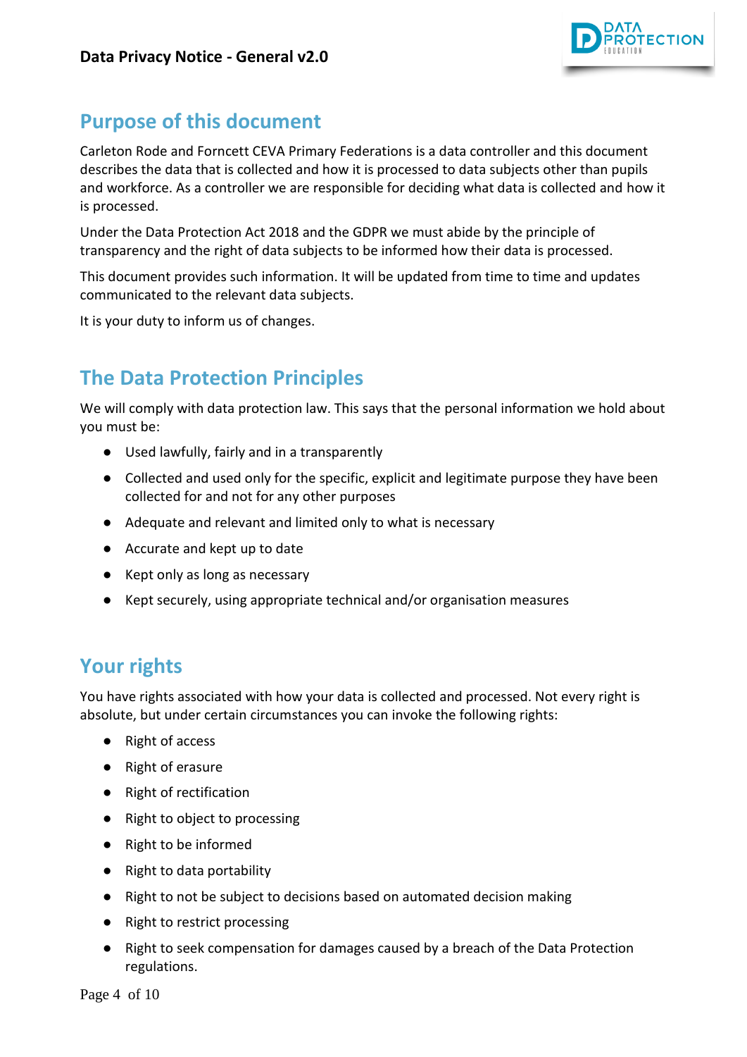## Purpose of this document

Carleton Rode and Forncett CEVA Primary Federations is a data controller and this document describes the data that is collected and how it is processed to data subjects other than pupils and workforce. As a controller we are responsible for deciding what data is collected and how it is processed.

Under the Data Protection Act 2018 and the GDPR we must abide by the principle of transparency and the right of data subjects to be informed how their data is processed.

This document provides such information. It will be updated from time to time and updates communicated to the relevant data subjects.

It is your duty to inform us of changes.

## The Data Protection Principles

We will comply with data protection law. This says that the personal information we hold about you must be:

- Used lawfully, fairly and in a transparently
- Collected and used only for the specific, explicit and legitimate purpose they have been collected for and not for any other purposes
- Adequate and relevant and limited only to what is necessary
- Accurate and kept up to date
- Kept only as long as necessary
- Kept securely, using appropriate technical and/or organisation measures

## Your rights

You have rights associated with how your data is collected and processed. Not every right is absolute, but under certain circumstances you can invoke the following rights:

- Right of access
- Right of erasure
- Right of rectification
- Right to object to processing
- Right to be informed
- Right to data portability
- Right to not be subject to decisions based on automated decision making
- Right to restrict processing
- Right to seek compensation for damages caused by a breach of the Data Protection regulations.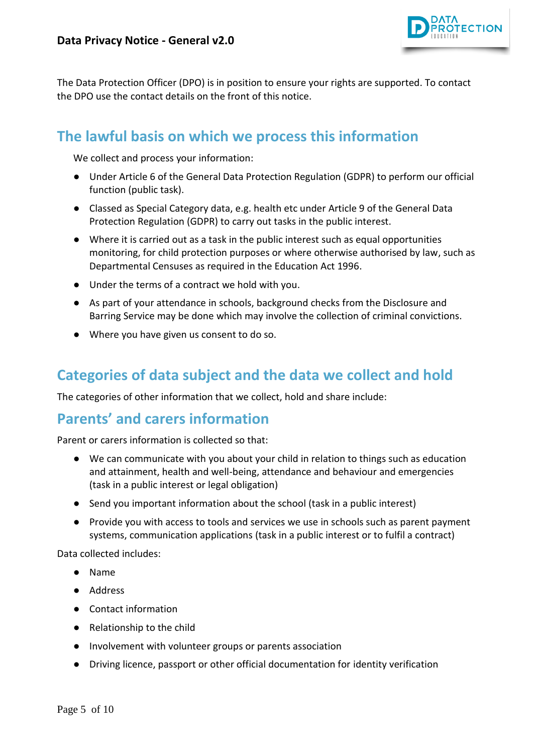The Data Protection Officer (DPO) is in position to ensure your rights are supported. To contact the DPO use the contact details on the front of this notice.

## The lawful basis on which we process this information

We collect and process your information:

- Under Article 6 of the General Data Protection Regulation (GDPR) to perform our official function (public task).
- Classed as Special Category data, e.g. health etc under Article 9 of the General Data Protection Regulation (GDPR) to carry out tasks in the public interest.
- Where it is carried out as a task in the public interest such as equal opportunities monitoring, for child protection purposes or where otherwise authorised by law, such as Departmental Censuses as required in the Education Act 1996.
- Under the terms of a contract we hold with you.
- As part of your attendance in schools, background checks from the Disclosure and Barring Service may be done which may involve the collection of criminal convictions.
- Where you have given us consent to do so.

## Categories of data subject and the data we collect and hold

The categories of other information that we collect, hold and share include:

## Parents' and carers information

Parent or carers information is collected so that:

- We can communicate with you about your child in relation to things such as education and attainment, health and well-being, attendance and behaviour and emergencies (task in a public interest or legal obligation)
- Send you important information about the school (task in a public interest)
- Provide you with access to tools and services we use in schools such as parent payment systems, communication applications (task in a public interest or to fulfil a contract)

Data collected includes:

- Name
- Address
- Contact information
- Relationship to the child
- Involvement with volunteer groups or parents association
- Driving licence, passport or other official documentation for identity verification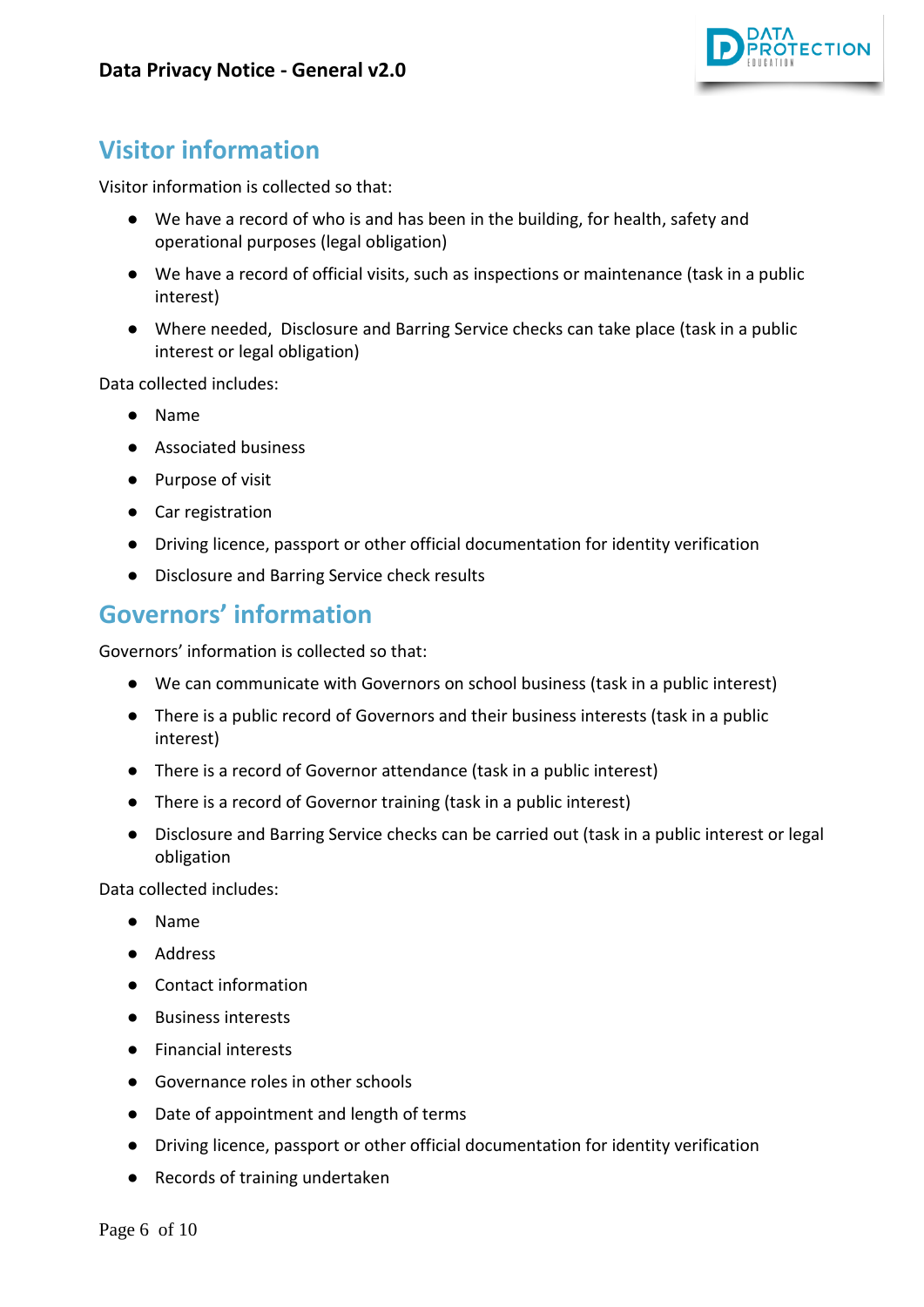## Visitor information

Visitor information is collected so that:

- We have a record of who is and has been in the building, for health, safety and operational purposes (legal obligation)
- We have a record of official visits, such as inspections or maintenance (task in a public interest)
- Where needed, Disclosure and Barring Service checks can take place (task in a public interest or legal obligation)

Data collected includes:

- Name
- Associated business
- Purpose of visit
- Car registration
- Driving licence, passport or other official documentation for identity verification
- Disclosure and Barring Service check results

## Governors' information

Governors' information is collected so that:

- We can communicate with Governors on school business (task in a public interest)
- There is a public record of Governors and their business interests (task in a public interest)
- There is a record of Governor attendance (task in a public interest)
- There is a record of Governor training (task in a public interest)
- Disclosure and Barring Service checks can be carried out (task in a public interest or legal obligation

Data collected includes:

- Name
- Address
- Contact information
- Business interests
- Financial interests
- Governance roles in other schools
- Date of appointment and length of terms
- Driving licence, passport or other official documentation for identity verification
- Records of training undertaken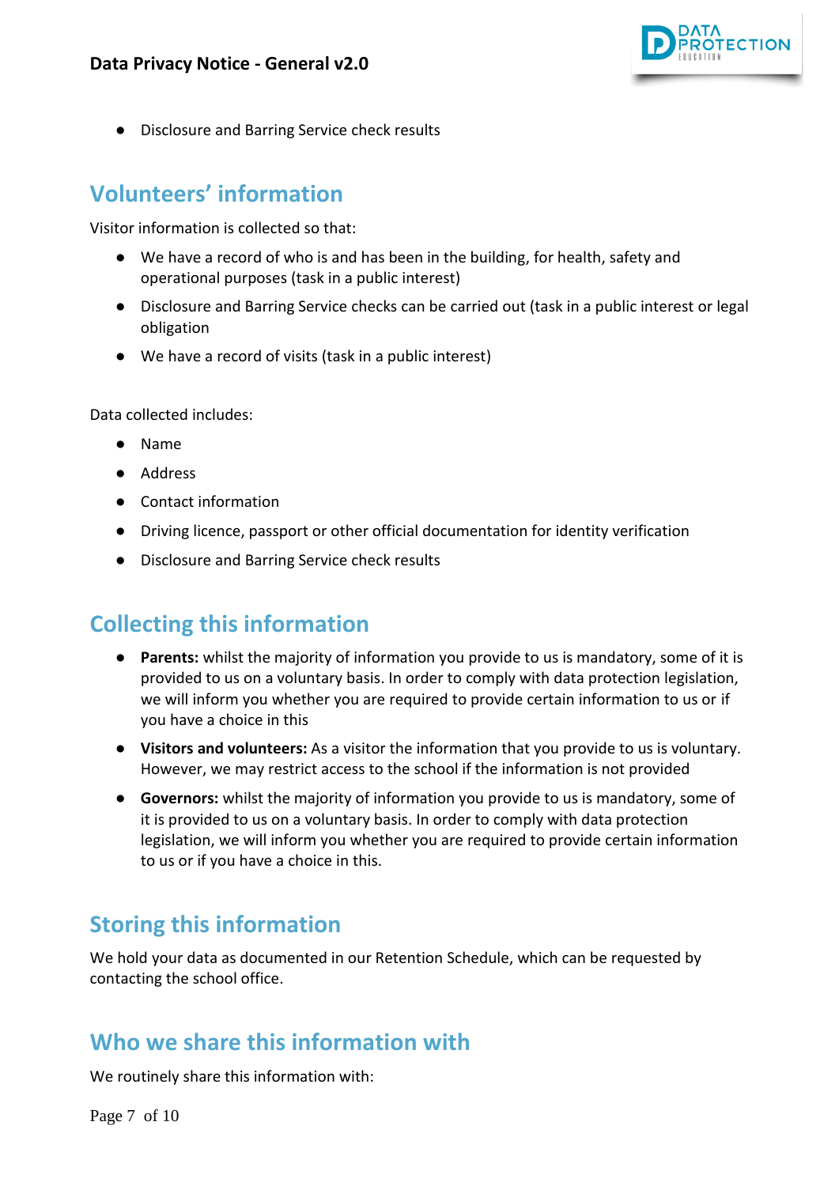- Disclosure and Barring Service check results

## Volunteers' information

Visitor information is collected so that:

- We have a record of who is and has been in the building, for health, safety and operational purposes (task in a public interest)
- Disclosure and Barring Service checks can be carried out (task in a public interest or legal obligation
- We have a record of visits (task in a public interest)

Data collected includes:

- Name
- Address
- Contact information
- Driving licence, passport or other official documentation for identity verification
- Disclosure and Barring Service check results

## Collecting this information

- **Parents:** whilst the majority of information you provide to us is mandatory, some of it is provided to us on a voluntary basis. In order to comply with data protection legislation, we will inform you whether you are required to provide certain information to us or if you have a choice in this
- **Visitors and volunteers:** As a visitor the information that you provide to us is voluntary. However, we may restrict access to the school if the information is not provided
- **Governors:** whilst the majority of information you provide to us is mandatory, some of it is provided to us on a voluntary basis. In order to comply with data protection legislation, we will inform you whether you are required to provide certain information to us or if you have a choice in this.

## Storing this information

We hold your data as documented in our Retention Schedule, which can be requested by contacting the school office.

## Who we share this information with

We routinely share this information with: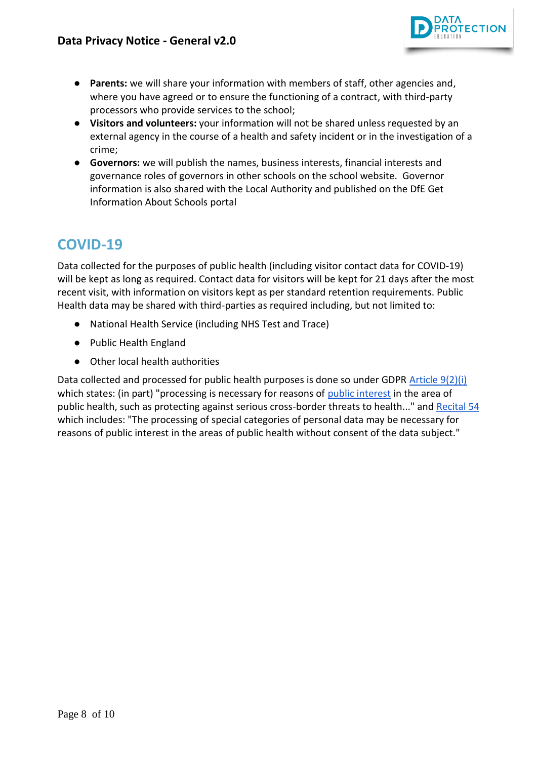- **Parents:** we will share your information with members of staff, other agencies and, where you have agreed or to ensure the functioning of a contract, with third-party processors who provide services to the school;
- **Visitors and volunteers:** your information will not be shared unless requested by an external agency in the course of a health and safety incident or in the investigation of a crime;
- **Governors:** we will publish the names, business interests, financial interests and governance roles of governors in other schools on the school website. Governor information is also shared with the Local Authority and published on the DfE Get Information About Schools portal

## COVID-19

Data collected for the purposes of public health (including visitor contact data for COVID-19) will be kept as long as required. Contact data for visitors will be kept for 21 days after the most recent visit, with information on visitors kept as per standard retention requirements. Public Health data may be shared with third-parties as required including, but not limited to:

- National Health Service (including NHS Test and Trace)
- Public Health England
- Other local health authorities

Data collected and processed for public health purposes is done so under GDPR Article 9(2)(i) which states: (in part) "processing is necessary for reasons of public interest in the area of public health, such as protecting against serious cross-border threats to health..." and Recital 54 which includes: "The processing of special categories of personal data may be necessary for reasons of public interest in the areas of public health without consent of the data subject."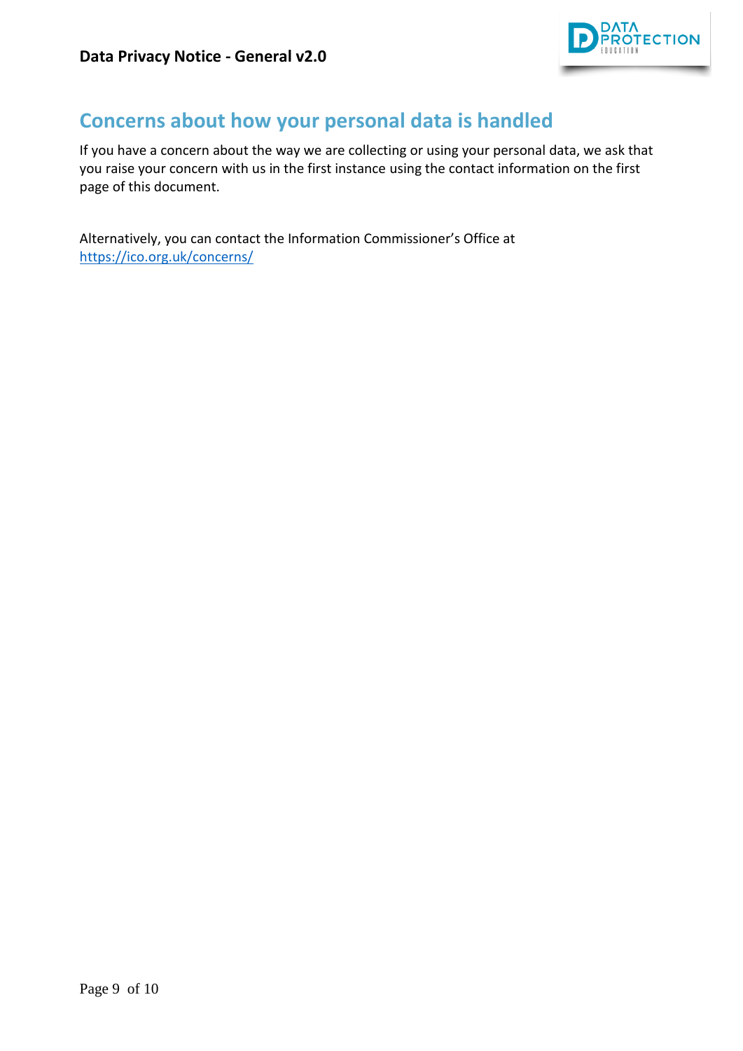## Concerns about how your personal data is handled

If you have a concern about the way we are collecting or using your personal data, we ask that you raise your concern with us in the first instance using the contact information on the first page of this document.

Alternatively, you can contact the Information Commissioner's Office at https://ico.org.uk/concerns/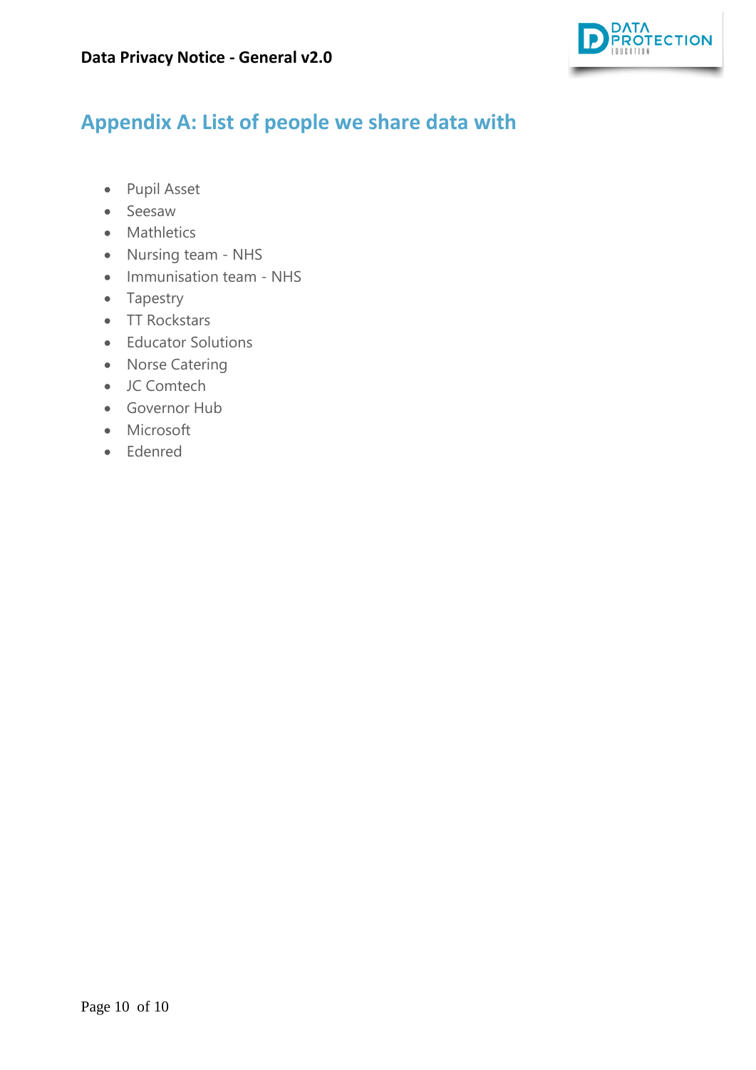## Appendix A: List of people we share data with

- Pupil Asset
- Seesaw
- Mathletics
- Nursing team - NHS
- Immunisation team - NHS
- Tapestry
- TT Rockstars
- Educator Solutions
- Norse Catering
- JC Comtech
- Governor Hub
- Microsoft
- Edenred